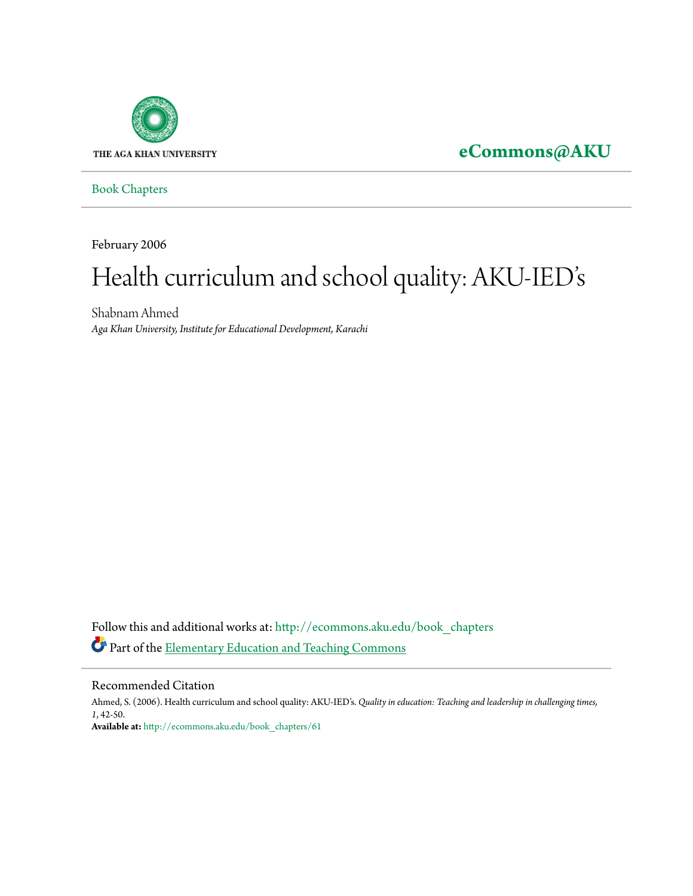THE AGA KHAN UNIVERSITY

**eCommons@AKU**

Book Chapters

February 2006

# Health curriculum and school quality: AKU-IED's

Shabnam Ahmed

*Aga Khan University, Institute for Educational Development, Karachi*

Follow this and additional works at: http://ecommons.aku.edu/book_chapters

Part of the Elementary Education and Teaching Commons

## Recommended Citation

Ahmed, S. (2006). Health curriculum and school quality: AKU-IED's. *Quality in education: Teaching and leadership in challenging times, 1*, 42-50.

**Available at:** http://ecommons.aku.edu/book_chapters/61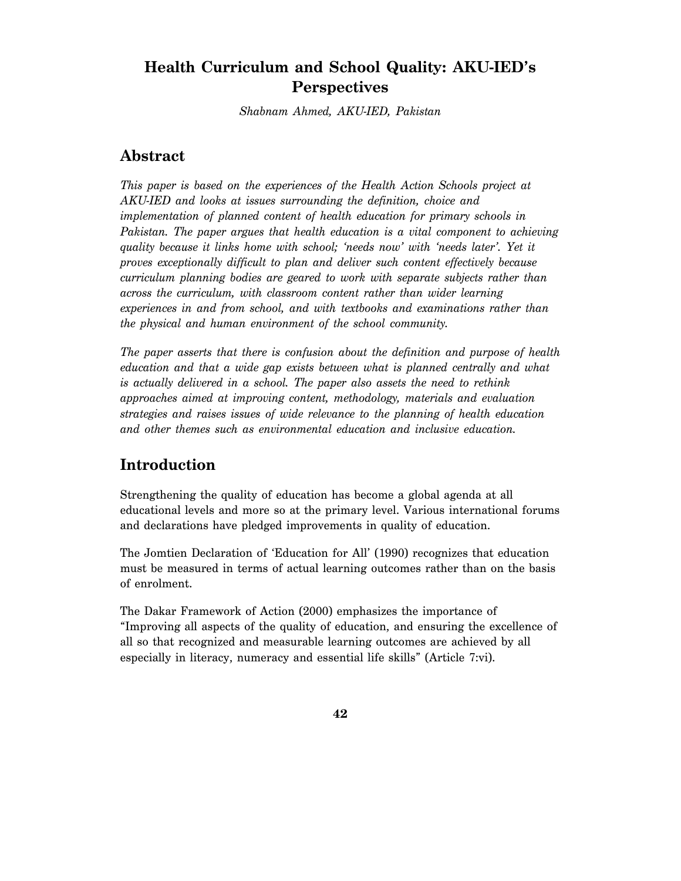# Health Curriculum and School Quality: AKU-IED's Perspectives

*Shabnam Ahmed, AKU-IED, Pakistan*

## Abstract

*This paper is based on the experiences of the Health Action Schools project at AKU-IED and looks at issues surrounding the definition, choice and implementation of planned content of health education for primary schools in Pakistan. The paper argues that health education is a vital component to achieving quality because it links home with school; 'needs now' with 'needs later'. Yet it proves exceptionally difficult to plan and deliver such content effectively because curriculum planning bodies are geared to work with separate subjects rather than across the curriculum, with classroom content rather than wider learning experiences in and from school, and with textbooks and examinations rather than the physical and human environment of the school community.*

*The paper asserts that there is confusion about the definition and purpose of health education and that a wide gap exists between what is planned centrally and what is actually delivered in a school. The paper also assets the need to rethink approaches aimed at improving content, methodology, materials and evaluation strategies and raises issues of wide relevance to the planning of health education and other themes such as environmental education and inclusive education.*

## Introduction

Strengthening the quality of education has become a global agenda at all educational levels and more so at the primary level. Various international forums and declarations have pledged improvements in quality of education.

The Jomtien Declaration of 'Education for All' (1990) recognizes that education must be measured in terms of actual learning outcomes rather than on the basis of enrolment.

The Dakar Framework of Action (2000) emphasizes the importance of "Improving all aspects of the quality of education, and ensuring the excellence of all so that recognized and measurable learning outcomes are achieved by all especially in literacy, numeracy and essential life skills" (Article 7:vi).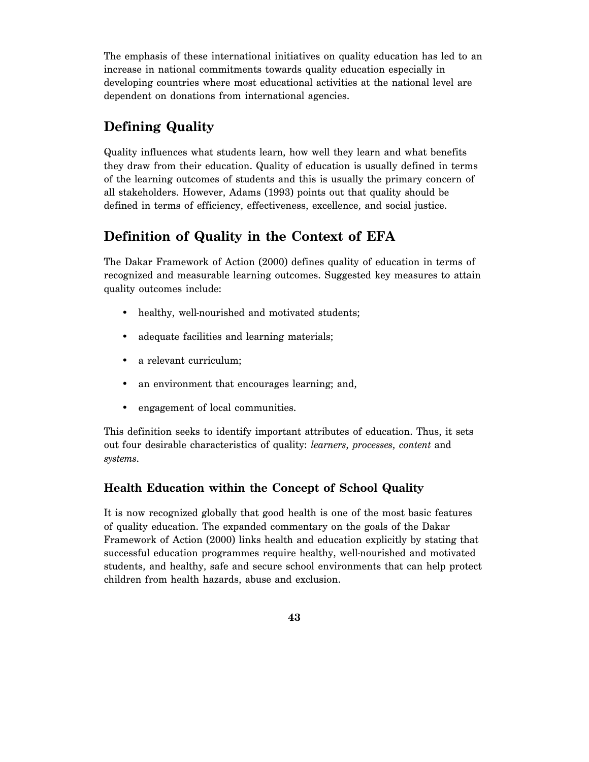The emphasis of these international initiatives on quality education has led to an increase in national commitments towards quality education especially in developing countries where most educational activities at the national level are dependent on donations from international agencies.

## Defining Quality

Quality influences what students learn, how well they learn and what benefits they draw from their education. Quality of education is usually defined in terms of the learning outcomes of students and this is usually the primary concern of all stakeholders. However, Adams (1993) points out that quality should be defined in terms of efficiency, effectiveness, excellence, and social justice.

## Definition of Quality in the Context of EFA

The Dakar Framework of Action (2000) defines quality of education in terms of recognized and measurable learning outcomes. Suggested key measures to attain quality outcomes include:

- healthy, well-nourished and motivated students;
- adequate facilities and learning materials;
- a relevant curriculum;
- an environment that encourages learning; and,
- engagement of local communities.

This definition seeks to identify important attributes of education. Thus, it sets out four desirable characteristics of quality: *learners*, *processes*, *content* and *systems*.

### Health Education within the Concept of School Quality

It is now recognized globally that good health is one of the most basic features of quality education. The expanded commentary on the goals of the Dakar Framework of Action (2000) links health and education explicitly by stating that successful education programmes require healthy, well-nourished and motivated students, and healthy, safe and secure school environments that can help protect children from health hazards, abuse and exclusion.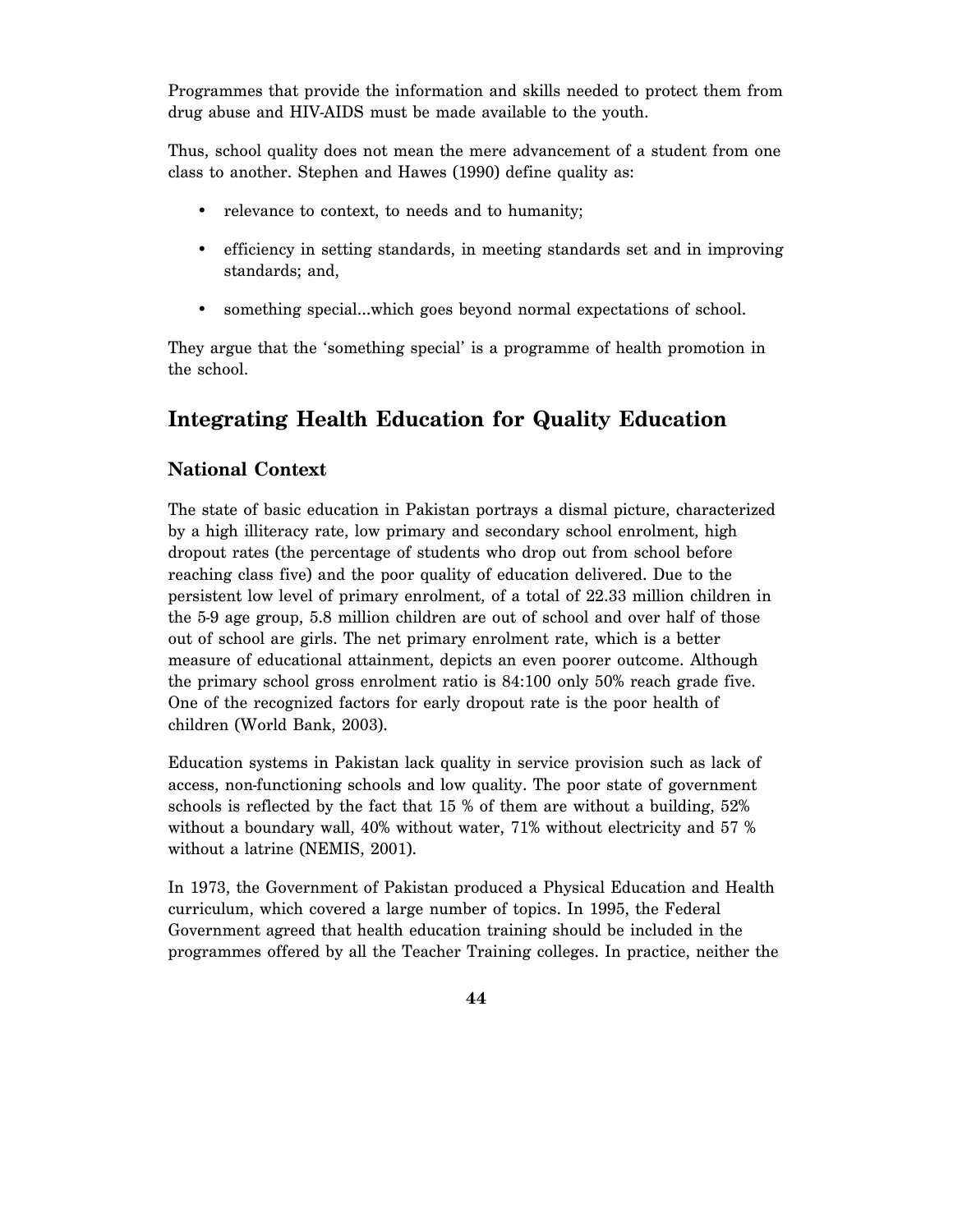Programmes that provide the information and skills needed to protect them from drug abuse and HIV-AIDS must be made available to the youth.

Thus, school quality does not mean the mere advancement of a student from one class to another. Stephen and Hawes (1990) define quality as:

- relevance to context, to needs and to humanity;
- efficiency in setting standards, in meeting standards set and in improving standards; and,
- something special...which goes beyond normal expectations of school.

They argue that the 'something special' is a programme of health promotion in the school.

## Integrating Health Education for Quality Education

### National Context

The state of basic education in Pakistan portrays a dismal picture, characterized by a high illiteracy rate, low primary and secondary school enrolment, high dropout rates (the percentage of students who drop out from school before reaching class five) and the poor quality of education delivered. Due to the persistent low level of primary enrolment, of a total of 22.33 million children in the 5-9 age group, 5.8 million children are out of school and over half of those out of school are girls. The net primary enrolment rate, which is a better measure of educational attainment, depicts an even poorer outcome. Although the primary school gross enrolment ratio is 84:100 only 50% reach grade five. One of the recognized factors for early dropout rate is the poor health of children (World Bank, 2003).

Education systems in Pakistan lack quality in service provision such as lack of access, non-functioning schools and low quality. The poor state of government schools is reflected by the fact that 15 % of them are without a building, 52% without a boundary wall, 40% without water, 71% without electricity and 57 % without a latrine (NEMIS, 2001).

In 1973, the Government of Pakistan produced a Physical Education and Health curriculum, which covered a large number of topics. In 1995, the Federal Government agreed that health education training should be included in the programmes offered by all the Teacher Training colleges. In practice, neither the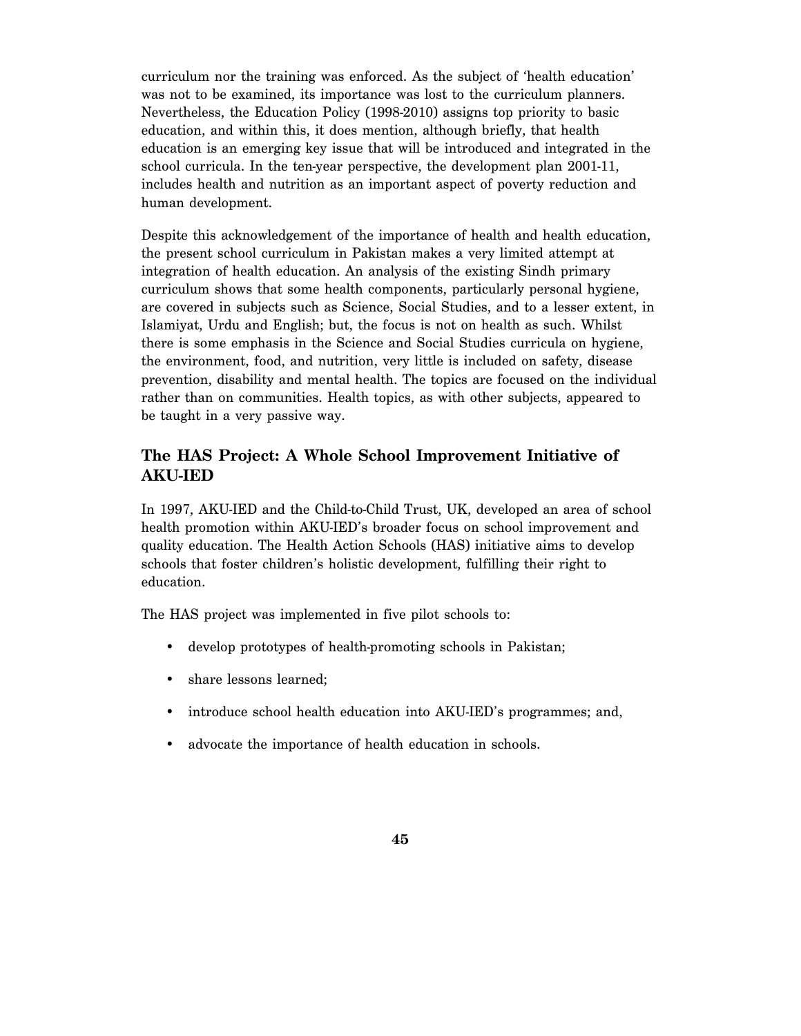curriculum nor the training was enforced. As the subject of 'health education' was not to be examined, its importance was lost to the curriculum planners. Nevertheless, the Education Policy (1998-2010) assigns top priority to basic education, and within this, it does mention, although briefly, that health education is an emerging key issue that will be introduced and integrated in the school curricula. In the ten-year perspective, the development plan 2001-11, includes health and nutrition as an important aspect of poverty reduction and human development.

Despite this acknowledgement of the importance of health and health education, the present school curriculum in Pakistan makes a very limited attempt at integration of health education. An analysis of the existing Sindh primary curriculum shows that some health components, particularly personal hygiene, are covered in subjects such as Science, Social Studies, and to a lesser extent, in Islamiyat, Urdu and English; but, the focus is not on health as such. Whilst there is some emphasis in the Science and Social Studies curricula on hygiene, the environment, food, and nutrition, very little is included on safety, disease prevention, disability and mental health. The topics are focused on the individual rather than on communities. Health topics, as with other subjects, appeared to be taught in a very passive way.

## The HAS Project: A Whole School Improvement Initiative of AKU-IED

In 1997, AKU-IED and the Child-to-Child Trust, UK, developed an area of school health promotion within AKU-IED's broader focus on school improvement and quality education. The Health Action Schools (HAS) initiative aims to develop schools that foster children's holistic development, fulfilling their right to education.

The HAS project was implemented in five pilot schools to:

- develop prototypes of health-promoting schools in Pakistan;
- share lessons learned;
- introduce school health education into AKU-IED's programmes; and,
- advocate the importance of health education in schools.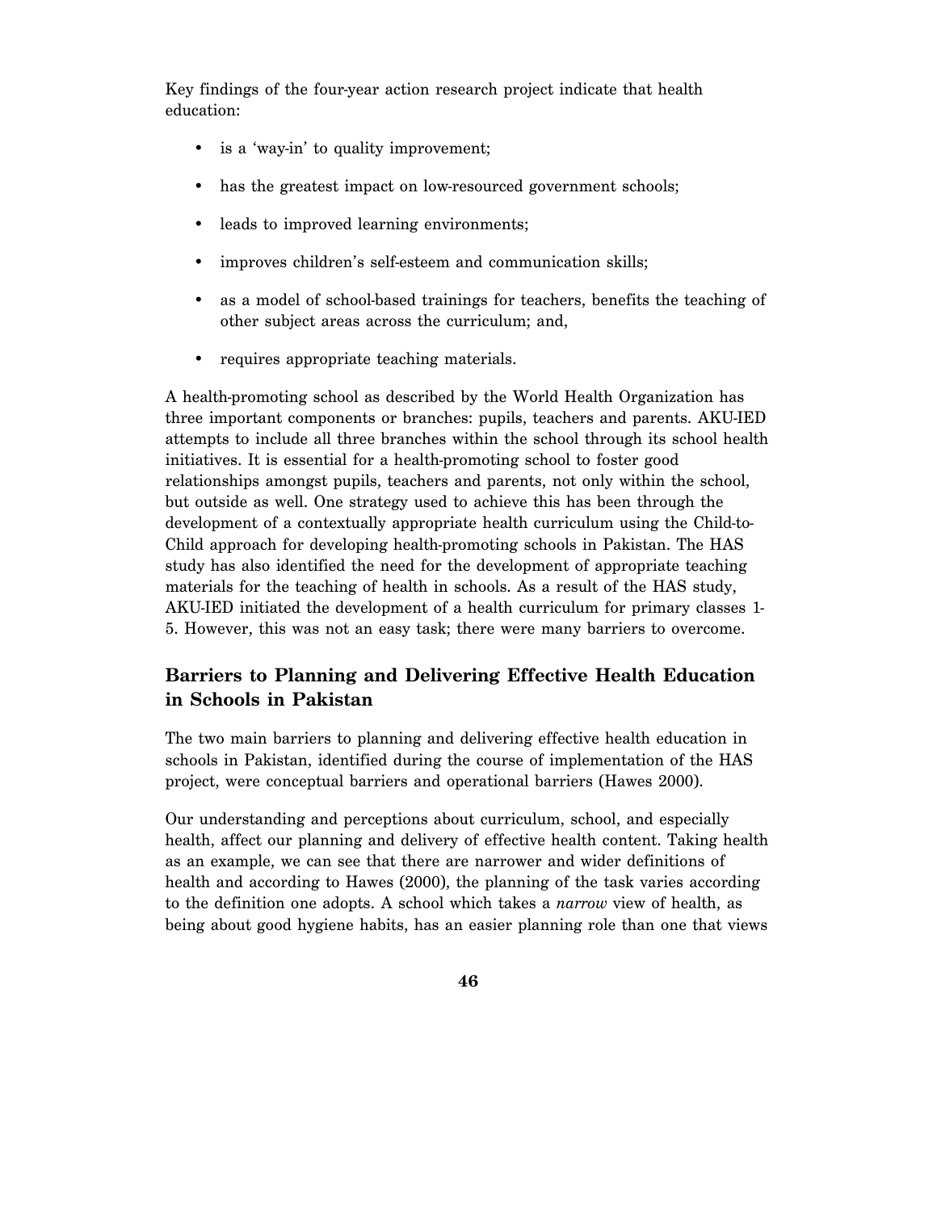Key findings of the four-year action research project indicate that health education:

- is a 'way-in' to quality improvement;
- has the greatest impact on low-resourced government schools;
- leads to improved learning environments;
- improves children's self-esteem and communication skills;
- as a model of school-based trainings for teachers, benefits the teaching of other subject areas across the curriculum; and,
- requires appropriate teaching materials.

A health-promoting school as described by the World Health Organization has three important components or branches: pupils, teachers and parents. AKU-IED attempts to include all three branches within the school through its school health initiatives. It is essential for a health-promoting school to foster good relationships amongst pupils, teachers and parents, not only within the school, but outside as well. One strategy used to achieve this has been through the development of a contextually appropriate health curriculum using the Child-to-Child approach for developing health-promoting schools in Pakistan. The HAS study has also identified the need for the development of appropriate teaching materials for the teaching of health in schools. As a result of the HAS study, AKU-IED initiated the development of a health curriculum for primary classes 1-5. However, this was not an easy task; there were many barriers to overcome.

## Barriers to Planning and Delivering Effective Health Education in Schools in Pakistan

The two main barriers to planning and delivering effective health education in schools in Pakistan, identified during the course of implementation of the HAS project, were conceptual barriers and operational barriers (Hawes 2000).

Our understanding and perceptions about curriculum, school, and especially health, affect our planning and delivery of effective health content. Taking health as an example, we can see that there are narrower and wider definitions of health and according to Hawes (2000), the planning of the task varies according to the definition one adopts. A school which takes a *narrow* view of health, as being about good hygiene habits, has an easier planning role than one that views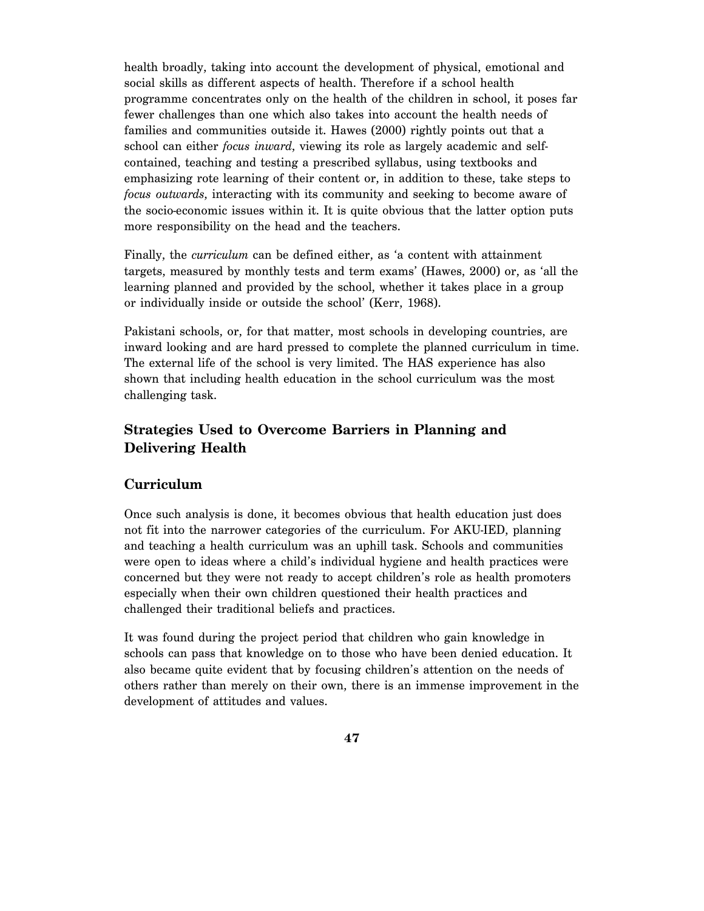health broadly, taking into account the development of physical, emotional and social skills as different aspects of health. Therefore if a school health programme concentrates only on the health of the children in school, it poses far fewer challenges than one which also takes into account the health needs of families and communities outside it. Hawes (2000) rightly points out that a school can either *focus inward*, viewing its role as largely academic and self-contained, teaching and testing a prescribed syllabus, using textbooks and emphasizing rote learning of their content or, in addition to these, take steps to *focus outwards*, interacting with its community and seeking to become aware of the socio-economic issues within it. It is quite obvious that the latter option puts more responsibility on the head and the teachers.

Finally, the *curriculum* can be defined either, as 'a content with attainment targets, measured by monthly tests and term exams' (Hawes, 2000) or, as 'all the learning planned and provided by the school, whether it takes place in a group or individually inside or outside the school' (Kerr, 1968).

Pakistani schools, or, for that matter, most schools in developing countries, are inward looking and are hard pressed to complete the planned curriculum in time. The external life of the school is very limited. The HAS experience has also shown that including health education in the school curriculum was the most challenging task.

## Strategies Used to Overcome Barriers in Planning and Delivering Health

### Curriculum

Once such analysis is done, it becomes obvious that health education just does not fit into the narrower categories of the curriculum. For AKU-IED, planning and teaching a health curriculum was an uphill task. Schools and communities were open to ideas where a child's individual hygiene and health practices were concerned but they were not ready to accept children's role as health promoters especially when their own children questioned their health practices and challenged their traditional beliefs and practices.

It was found during the project period that children who gain knowledge in schools can pass that knowledge on to those who have been denied education. It also became quite evident that by focusing children's attention on the needs of others rather than merely on their own, there is an immense improvement in the development of attitudes and values.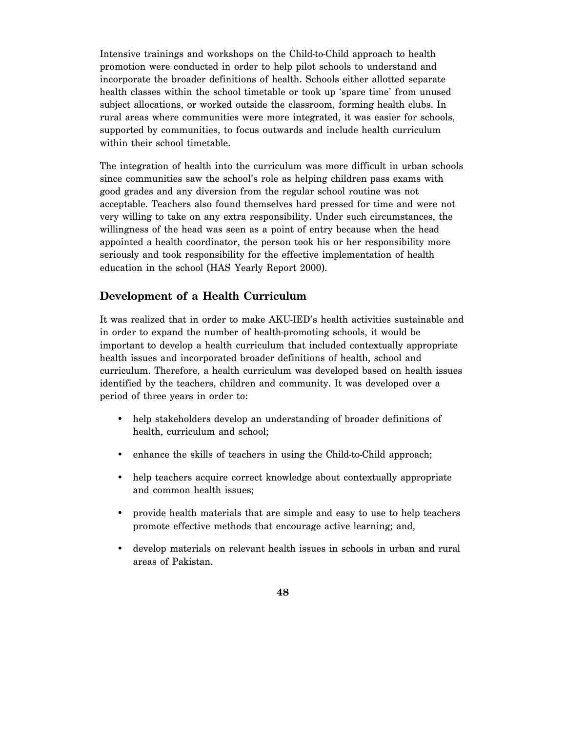Intensive trainings and workshops on the Child-to-Child approach to health promotion were conducted in order to help pilot schools to understand and incorporate the broader definitions of health. Schools either allotted separate health classes within the school timetable or took up 'spare time' from unused subject allocations, or worked outside the classroom, forming health clubs. In rural areas where communities were more integrated, it was easier for schools, supported by communities, to focus outwards and include health curriculum within their school timetable.

The integration of health into the curriculum was more difficult in urban schools since communities saw the school's role as helping children pass exams with good grades and any diversion from the regular school routine was not acceptable. Teachers also found themselves hard pressed for time and were not very willing to take on any extra responsibility. Under such circumstances, the willingness of the head was seen as a point of entry because when the head appointed a health coordinator, the person took his or her responsibility more seriously and took responsibility for the effective implementation of health education in the school (HAS Yearly Report 2000).

## Development of a Health Curriculum

It was realized that in order to make AKU-IED's health activities sustainable and in order to expand the number of health-promoting schools, it would be important to develop a health curriculum that included contextually appropriate health issues and incorporated broader definitions of health, school and curriculum. Therefore, a health curriculum was developed based on health issues identified by the teachers, children and community. It was developed over a period of three years in order to:

- help stakeholders develop an understanding of broader definitions of health, curriculum and school;
- enhance the skills of teachers in using the Child-to-Child approach;
- help teachers acquire correct knowledge about contextually appropriate and common health issues;
- provide health materials that are simple and easy to use to help teachers promote effective methods that encourage active learning; and,
- develop materials on relevant health issues in schools in urban and rural areas of Pakistan.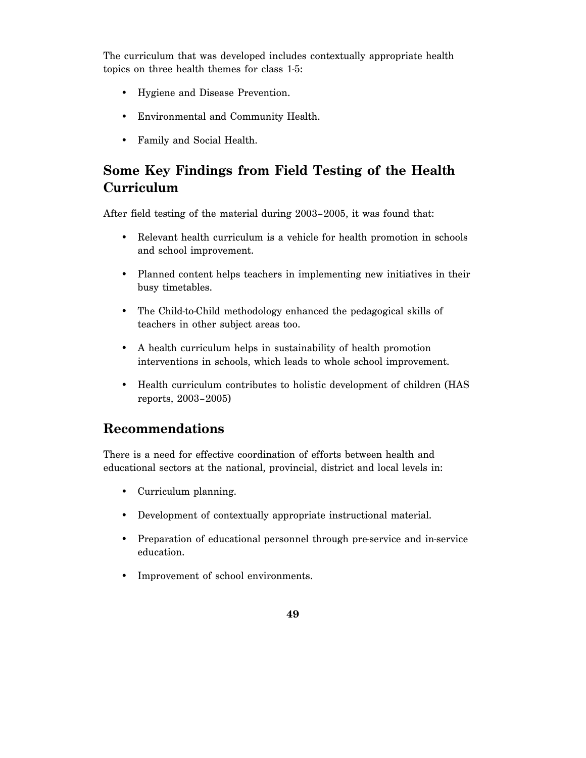The curriculum that was developed includes contextually appropriate health topics on three health themes for class 1-5:

- Hygiene and Disease Prevention.
- Environmental and Community Health.
- Family and Social Health.

## Some Key Findings from Field Testing of the Health Curriculum

After field testing of the material during 2003–2005, it was found that:

- Relevant health curriculum is a vehicle for health promotion in schools and school improvement.
- Planned content helps teachers in implementing new initiatives in their busy timetables.
- The Child-to-Child methodology enhanced the pedagogical skills of teachers in other subject areas too.
- A health curriculum helps in sustainability of health promotion interventions in schools, which leads to whole school improvement.
- Health curriculum contributes to holistic development of children (HAS reports, 2003–2005)

## Recommendations

There is a need for effective coordination of efforts between health and educational sectors at the national, provincial, district and local levels in:

- Curriculum planning.
- Development of contextually appropriate instructional material.
- Preparation of educational personnel through pre-service and in-service education.
- Improvement of school environments.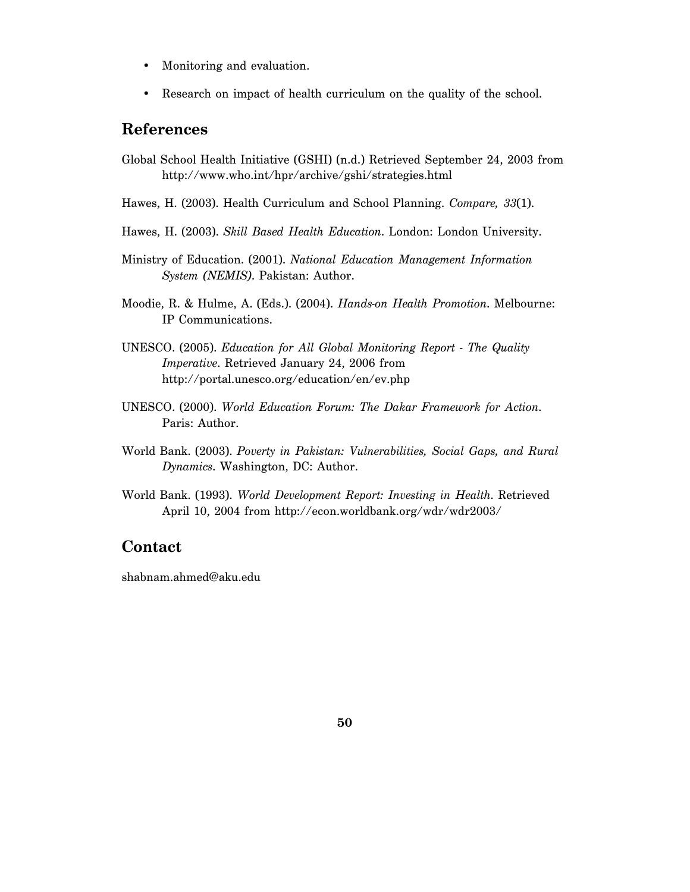- Monitoring and evaluation.
- Research on impact of health curriculum on the quality of the school.

## References

Global School Health Initiative (GSHI) (n.d.) Retrieved September 24, 2003 from http://www.who.int/hpr/archive/gshi/strategies.html

Hawes, H. (2003). Health Curriculum and School Planning. *Compare, 33*(1).

Hawes, H. (2003). *Skill Based Health Education*. London: London University.

Ministry of Education. (2001). *National Education Management Information System (NEMIS)*. Pakistan: Author.

Moodie, R. & Hulme, A. (Eds.). (2004). *Hands-on Health Promotion*. Melbourne: IP Communications.

UNESCO. (2005). *Education for All Global Monitoring Report - The Quality Imperative*. Retrieved January 24, 2006 from http://portal.unesco.org/education/en/ev.php

UNESCO. (2000). *World Education Forum: The Dakar Framework for Action*. Paris: Author.

World Bank. (2003). *Poverty in Pakistan: Vulnerabilities, Social Gaps, and Rural Dynamics*. Washington, DC: Author.

World Bank. (1993). *World Development Report: Investing in Health*. Retrieved April 10, 2004 from http://econ.worldbank.org/wdr/wdr2003/

## Contact

shabnam.ahmed@aku.edu